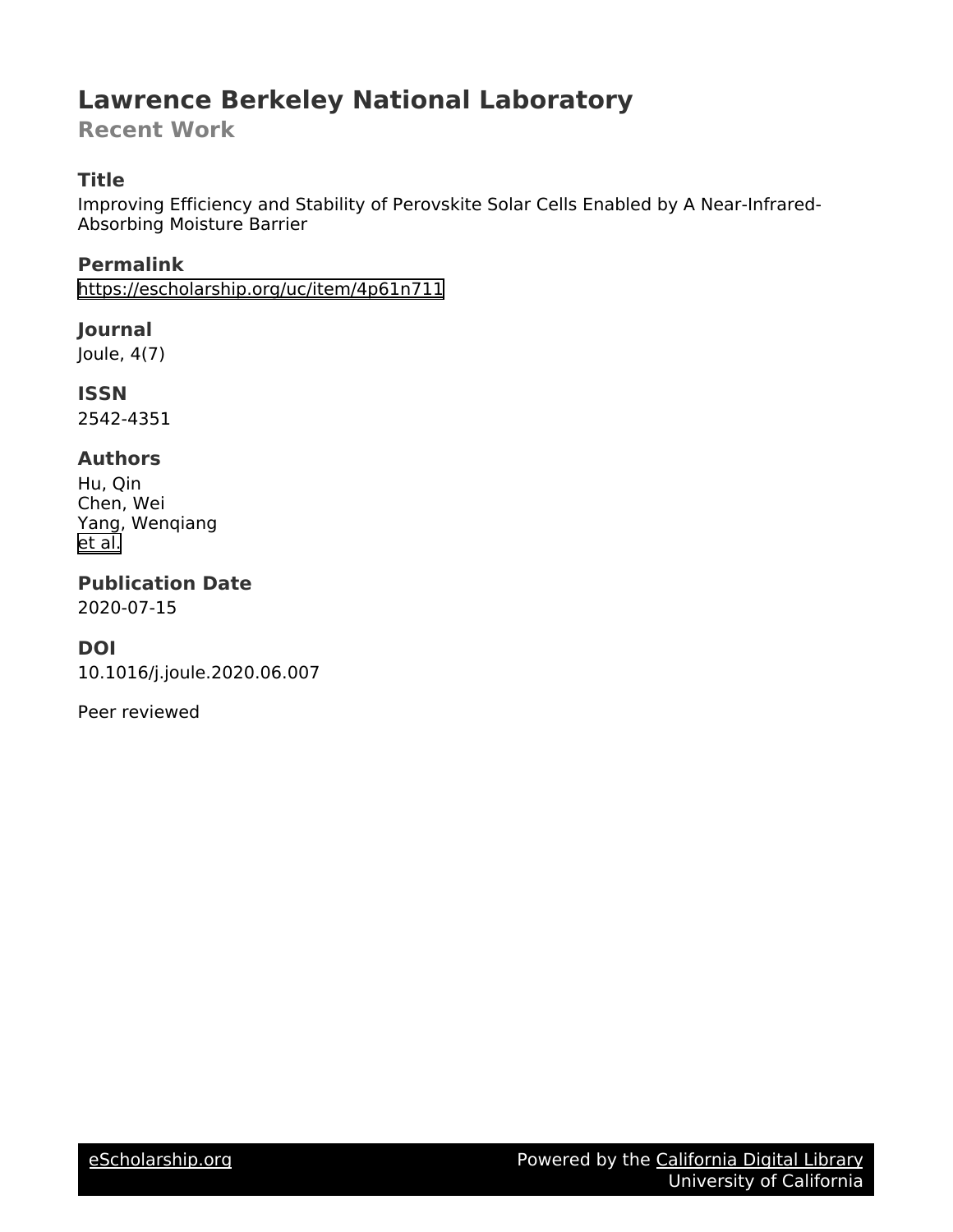# Lawrence Berkeley National Laboratory

## Recent Work

### Title

Improving Efficiency and Stability of Perovskite Solar Cells Enabled by A Near-Infrared-Absorbing Moisture Barrier

### Permalink

https://escholarship.org/uc/item/4p61n711

### Journal

Joule, 4(7)

### ISSN

2542-4351

### Authors

Hu, Qin
Chen, Wei
Yang, Wenqiang
et al.

### Publication Date

2020-07-15

### DOI

10.1016/j.joule.2020.06.007

Peer reviewed

eScholarship.org Powered by the California Digital Library University of California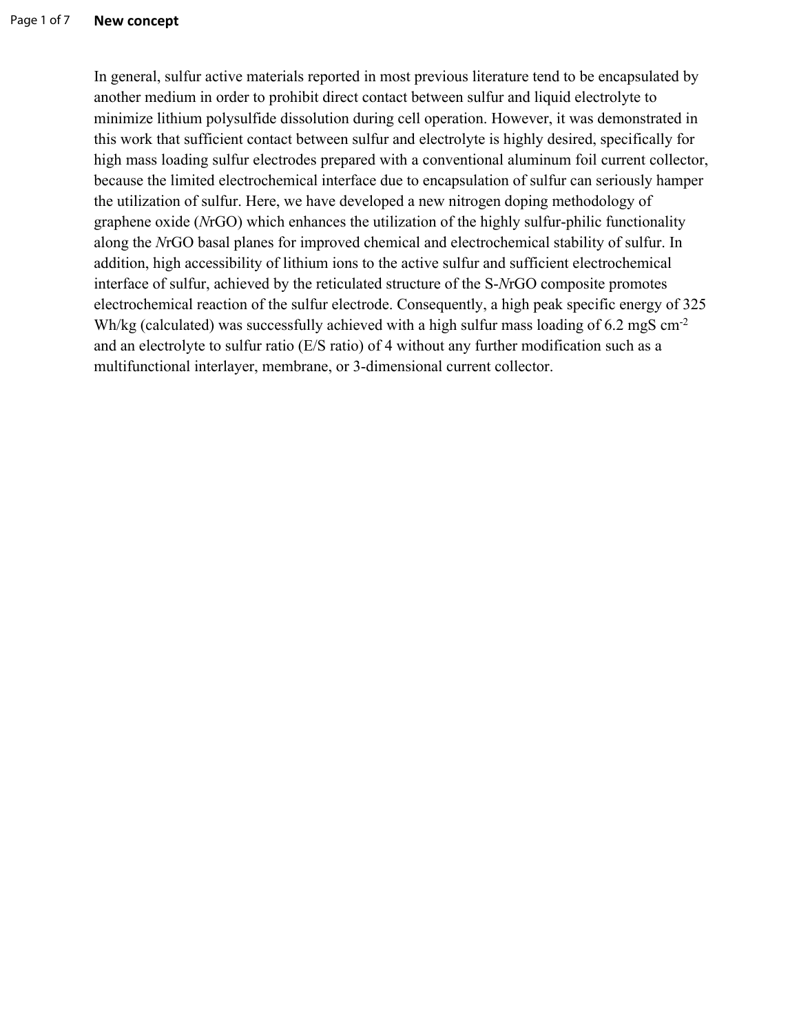## New concept

In general, sulfur active materials reported in most previous literature tend to be encapsulated by another medium in order to prohibit direct contact between sulfur and liquid electrolyte to minimize lithium polysulfide dissolution during cell operation. However, it was demonstrated in this work that sufficient contact between sulfur and electrolyte is highly desired, specifically for high mass loading sulfur electrodes prepared with a conventional aluminum foil current collector, because the limited electrochemical interface due to encapsulation of sulfur can seriously hamper the utilization of sulfur. Here, we have developed a new nitrogen doping methodology of graphene oxide (*N*rGO) which enhances the utilization of the highly sulfur-philic functionality along the *N*rGO basal planes for improved chemical and electrochemical stability of sulfur. In addition, high accessibility of lithium ions to the active sulfur and sufficient electrochemical interface of sulfur, achieved by the reticulated structure of the S-*N*rGO composite promotes electrochemical reaction of the sulfur electrode. Consequently, a high peak specific energy of 325 Wh/kg (calculated) was successfully achieved with a high sulfur mass loading of 6.2 mgS $cm^{-2}$ and an electrolyte to sulfur ratio (E/S ratio) of 4 without any further modification such as a multifunctional interlayer, membrane, or 3-dimensional current collector.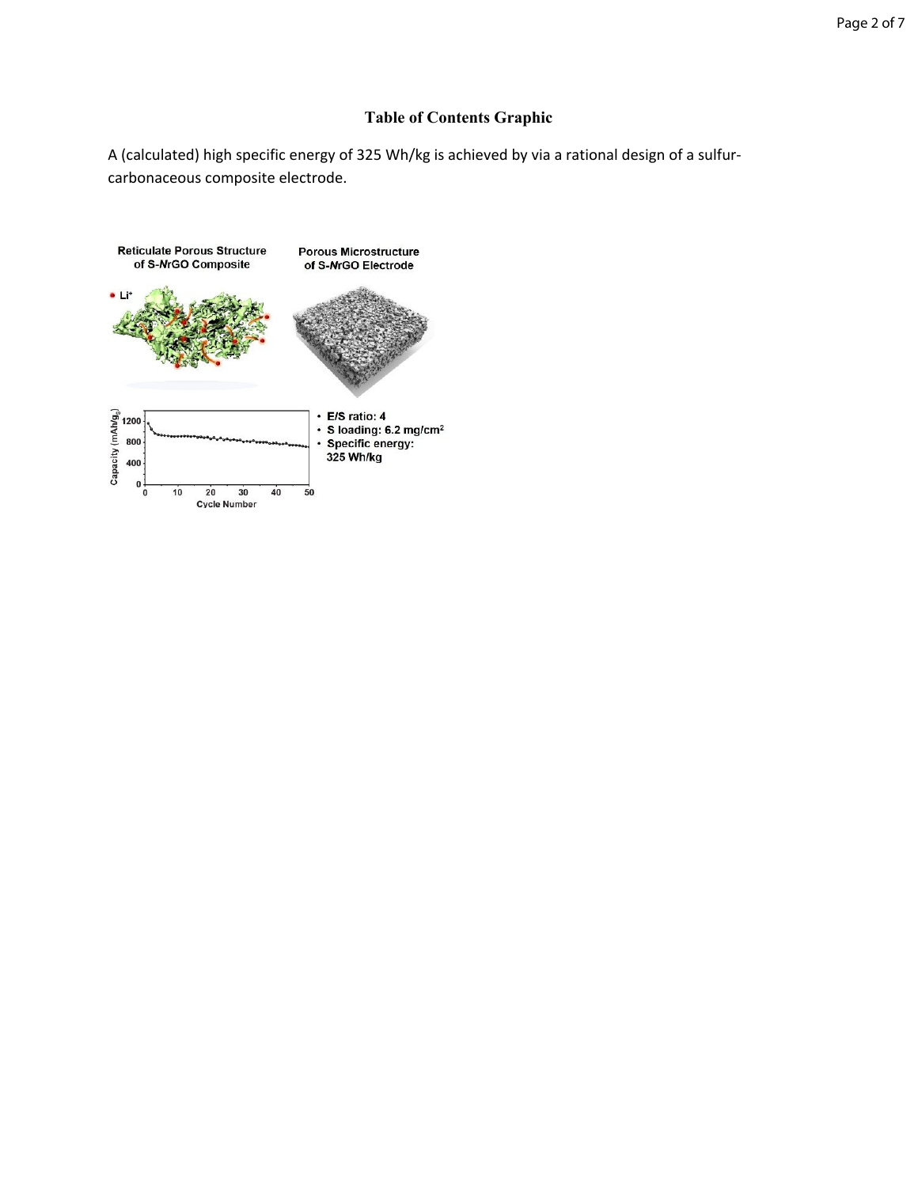## Table of Contents Graphic

A (calculated) high specific energy of 325 Wh/kg is achieved by via a rational design of a sulfur-carbonaceous composite electrode.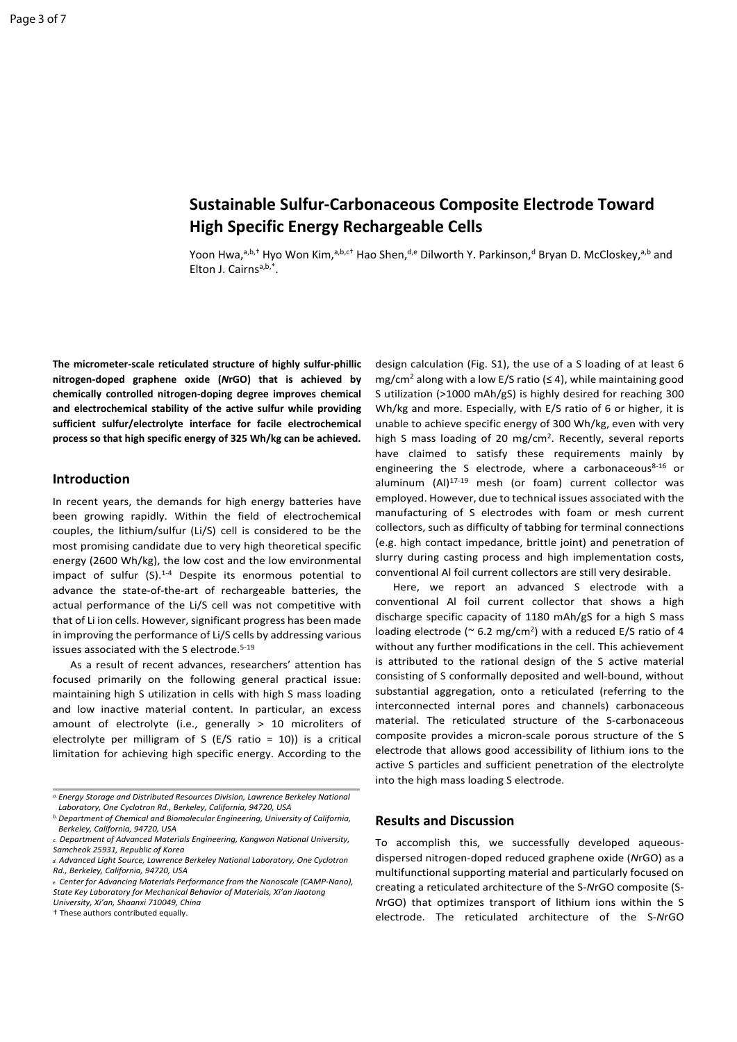# Sustainable Sulfur-Carbonaceous Composite Electrode Toward High Specific Energy Rechargeable Cells

Yoon Hwa,[a,b,†] Hyo Won Kim,[a,b,c†] Hao Shen,[d,e] Dilworth Y. Parkinson,[d] Bryan D. McCloskey,[a,b] and Elton J. Cairns[a,b,*].

**The micrometer-scale reticulated structure of highly sulfur-phillic nitrogen-doped graphene oxide (*N*rGO) that is achieved by chemically controlled nitrogen-doping degree improves chemical and electrochemical stability of the active sulfur while providing sufficient sulfur/electrolyte interface for facile electrochemical process so that high specific energy of 325 Wh/kg can be achieved.**

## Introduction

In recent years, the demands for high energy batteries have been growing rapidly. Within the field of electrochemical couples, the lithium/sulfur (Li/S) cell is considered to be the most promising candidate due to very high theoretical specific energy (2600 Wh/kg), the low cost and the low environmental impact of sulfur (S).[1-4] Despite its enormous potential to advance the state-of-the-art of rechargeable batteries, the actual performance of the Li/S cell was not competitive with that of Li ion cells. However, significant progress has been made in improving the performance of Li/S cells by addressing various issues associated with the S electrode.[5-19]

As a result of recent advances, researchers' attention has focused primarily on the following general practical issue: maintaining high S utilization in cells with high S mass loading and low inactive material content. In particular, an excess amount of electrolyte (i.e., generally > 10 microliters of electrolyte per milligram of S (E/S ratio = 10)) is a critical limitation for achieving high specific energy. According to the design calculation (Fig. S1), the use of a S loading of at least 6 mg/cm$^2$ along with a low E/S ratio (≤ 4), while maintaining good S utilization (>1000 mAh/gS) is highly desired for reaching 300 Wh/kg and more. Especially, with E/S ratio of 6 or higher, it is unable to achieve specific energy of 300 Wh/kg, even with very high S mass loading of 20 mg/cm$^2$. Recently, several reports have claimed to satisfy these requirements mainly by engineering the S electrode, where a carbonaceous[8-16] or aluminum (Al)[17-19] mesh (or foam) current collector was employed. However, due to technical issues associated with the manufacturing of S electrodes with foam or mesh current collectors, such as difficulty of tabbing for terminal connections (e.g. high contact impedance, brittle joint) and penetration of slurry during casting process and high implementation costs, conventional Al foil current collectors are still very desirable.

Here, we report an advanced S electrode with a conventional Al foil current collector that shows a high discharge specific capacity of 1180 mAh/gS for a high S mass loading electrode (~ 6.2 mg/cm$^2$) with a reduced E/S ratio of 4 without any further modifications in the cell. This achievement is attributed to the rational design of the S active material consisting of S conformally deposited and well-bound, without substantial aggregation, onto a reticulated (referring to the interconnected internal pores and channels) carbonaceous material. The reticulated structure of the S-carbonaceous composite provides a micron-scale porous structure of the S electrode that allows good accessibility of lithium ions to the active S particles and sufficient penetration of the electrolyte into the high mass loading S electrode.

## Results and Discussion

To accomplish this, we successfully developed aqueous-dispersed nitrogen-doped reduced graphene oxide (*N*rGO) as a multifunctional supporting material and particularly focused on creating a reticulated architecture of the S-*N*rGO composite (S-*N*rGO) that optimizes transport of lithium ions within the S electrode. The reticulated architecture of the S-*N*rGO

---

[a] Energy Storage and Distributed Resources Division, Lawrence Berkeley National Laboratory, One Cyclotron Rd., Berkeley, California, 94720, USA

[b] Department of Chemical and Biomolecular Engineering, University of California, Berkeley, California, 94720, USA

[c] Department of Advanced Materials Engineering, Kangwon National University, Samcheok 25931, Republic of Korea

[d] Advanced Light Source, Lawrence Berkeley National Laboratory, One Cyclotron Rd., Berkeley, California, 94720, USA

[e] Center for Advancing Materials Performance from the Nanoscale (CAMP-Nano), State Key Laboratory for Mechanical Behavior of Materials, Xi'an Jiaotong University, Xi'an, Shaanxi 710049, China

† These authors contributed equally.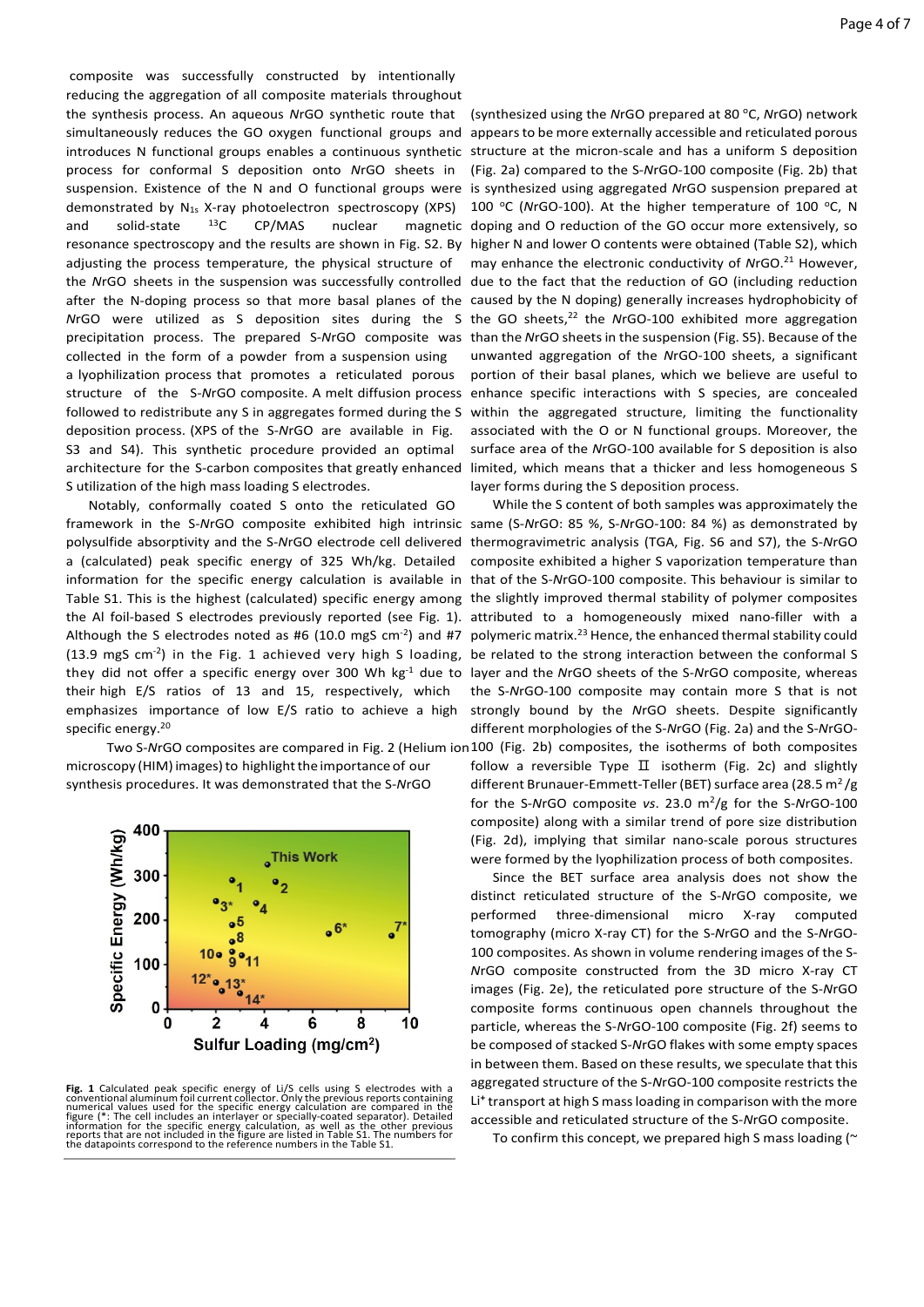composite was successfully constructed by intentionally reducing the aggregation of all composite materials throughout the synthesis process. An aqueous *N*rGO synthetic route that simultaneously reduces the GO oxygen functional groups and introduces N functional groups enables a continuous synthetic process for conformal S deposition onto *N*rGO sheets in suspension. Existence of the N and O functional groups were demonstrated by $N_{1s}$ X-ray photoelectron spectroscopy (XPS) and solid-state $^{13}C$ CP/MAS nuclear magnetic resonance spectroscopy and the results are shown in Fig. S2. By adjusting the process temperature, the physical structure of the *N*rGO sheets in the suspension was successfully controlled after the N-doping process so that more basal planes of the *N*rGO were utilized as S deposition sites during the S precipitation process. The prepared S-*N*rGO composite was collected in the form of a powder from a suspension using a lyophilization process that promotes a reticulated porous structure of the S-*N*rGO composite. A melt diffusion process followed to redistribute any S in aggregates formed during the S deposition process. (XPS of the S-*N*rGO are available in Fig. S3 and S4). This synthetic procedure provided an optimal architecture for the S-carbon composites that greatly enhanced S utilization of the high mass loading S electrodes.

Notably, conformally coated S onto the reticulated GO framework in the S-*N*rGO composite exhibited high intrinsic polysulfide absorptivity and the S-*N*rGO electrode cell delivered a (calculated) peak specific energy of 325 Wh/kg. Detailed information for the specific energy calculation is available in Table S1. This is the highest (calculated) specific energy among the Al foil-based S electrodes previously reported (see Fig. 1). Although the S electrodes noted as #6 (10.0 mgS $cm^{-2}$) and #7 (13.9 mgS $cm^{-2}$) in the Fig. 1 achieved very high S loading, they did not offer a specific energy over 300 Wh $kg^{-1}$ due to their high E/S ratios of 13 and 15, respectively, which emphasizes importance of low E/S ratio to achieve a high specific energy.[20]

Two S-*N*rGO composites are compared in Fig. 2 (Helium ion microscopy (HIM) images) to highlight the importance of our synthesis procedures. It was demonstrated that the S-*N*rGO

**Fig. 1** Calculated peak specific energy of Li/S cells using S electrodes with a conventional aluminum foil current collector. Only the previous reports containing numerical values used for the specific energy calculation are compared in the figure (*: The cell includes an interlayer or specially-coated separator). Detailed information for the specific energy calculation, as well as the other previous reports that are not included in the figure are listed in Table S1. The numbers for the datapoints correspond to the reference numbers in the Table S1.

(synthesized using the *N*rGO prepared at 80 °C, *N*rGO) network appears to be more externally accessible and reticulated porous structure at the micron-scale and has a uniform S deposition (Fig. 2a) compared to the S-*N*rGO-100 composite (Fig. 2b) that is synthesized using aggregated *N*rGO suspension prepared at 100 °C (*N*rGO-100). At the higher temperature of 100 °C, N doping and O reduction of the GO occur more extensively, so higher N and lower O contents were obtained (Table S2), which may enhance the electronic conductivity of *N*rGO.[21] However, due to the fact that the reduction of GO (including reduction caused by the N doping) generally increases hydrophobicity of the GO sheets,[22] the *N*rGO-100 exhibited more aggregation than the *N*rGO sheets in the suspension (Fig. S5). Because of the unwanted aggregation of the *N*rGO-100 sheets, a significant portion of their basal planes, which we believe are useful to enhance specific interactions with S species, are concealed within the aggregated structure, limiting the functionality associated with the O or N functional groups. Moreover, the surface area of the *N*rGO-100 available for S deposition is also limited, which means that a thicker and less homogeneous S layer forms during the S deposition process.

While the S content of both samples was approximately the same (S-*N*rGO: 85 %, S-*N*rGO-100: 84 %) as demonstrated by thermogravimetric analysis (TGA, Fig. S6 and S7), the S-*N*rGO composite exhibited a higher S vaporization temperature than that of the S-*N*rGO-100 composite. This behaviour is similar to the slightly improved thermal stability of polymer composites attributed to a homogeneously mixed nano-filler with a polymeric matrix.[23] Hence, the enhanced thermal stability could be related to the strong interaction between the conformal S layer and the *N*rGO sheets of the S-*N*rGO composite, whereas the S-*N*rGO-100 composite may contain more S that is not strongly bound by the *N*rGO sheets. Despite significantly different morphologies of the S-*N*rGO (Fig. 2a) and the S-*N*rGO-100 (Fig. 2b) composites, the isotherms of both composites follow a reversible Type Ⅱ isotherm (Fig. 2c) and slightly different Brunauer-Emmett-Teller (BET) surface area (28.5 $m^2$/g for the S-*N*rGO composite *vs*. 23.0 $m^2$/g for the S-*N*rGO-100 composite) along with a similar trend of pore size distribution (Fig. 2d), implying that similar nano-scale porous structures were formed by the lyophilization process of both composites.

Since the BET surface area analysis does not show the distinct reticulated structure of the S-*N*rGO composite, we performed three-dimensional micro X-ray computed tomography (micro X-ray CT) for the S-*N*rGO and the S-*N*rGO-100 composites. As shown in volume rendering images of the S-*N*rGO composite constructed from the 3D micro X-ray CT images (Fig. 2e), the reticulated pore structure of the S-*N*rGO composite forms continuous open channels throughout the particle, whereas the S-*N*rGO-100 composite (Fig. 2f) seems to be composed of stacked S-*N*rGO flakes with some empty spaces in between them. Based on these results, we speculate that this aggregated structure of the S-*N*rGO-100 composite restricts the $Li^+$ transport at high S mass loading in comparison with the more accessible and reticulated structure of the S-*N*rGO composite.

To confirm this concept, we prepared high S mass loading (~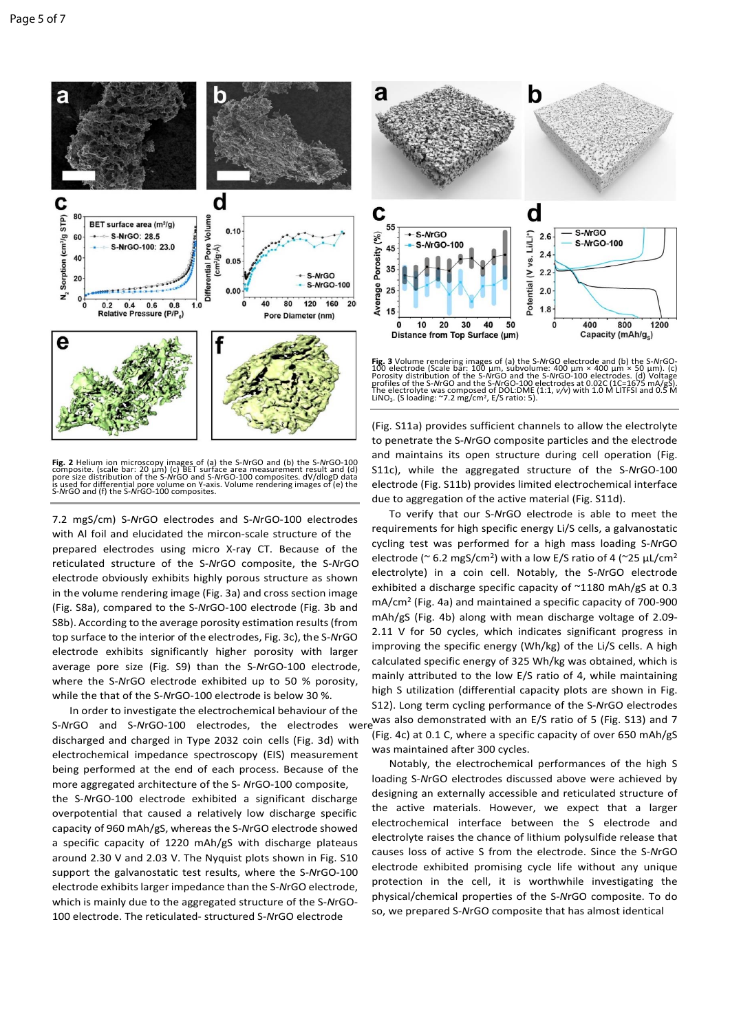Fig. 2 Helium ion microscopy images of (a) the S-*N*rGO and (b) the S-*N*rGO-100 composite. (scale bar: 20 μm) (c) BET surface area measurement result and (d) pore size distribution of the S-*N*rGO and S-*N*rGO-100 composites. dV/dlogD data is used for differential pore volume on Y-axis. Volume rendering images of (e) the S-*N*rGO and (f) the S-*N*rGO-100 composites.

7.2 mgS/cm) S-*N*rGO electrodes and S-*N*rGO-100 electrodes with Al foil and elucidated the mircon-scale structure of the prepared electrodes using micro X-ray CT. Because of the reticulated structure of the S-*N*rGO composite, the S-*N*rGO electrode obviously exhibits highly porous structure as shown in the volume rendering image (Fig. 3a) and cross section image (Fig. S8a), compared to the S-*N*rGO-100 electrode (Fig. 3b and S8b). According to the average porosity estimation results (from top surface to the interior of the electrodes, Fig. 3c), the S-*N*rGO electrode exhibits significantly higher porosity with larger average pore size (Fig. S9) than the S-*N*rGO-100 electrode, where the S-*N*rGO electrode exhibited up to 50 % porosity, while the that of the S-*N*rGO-100 electrode is below 30 %.

In order to investigate the electrochemical behaviour of the S-*N*rGO and S-*N*rGO-100 electrodes, the electrodes were discharged and charged in Type 2032 coin cells (Fig. 3d) with electrochemical impedance spectroscopy (EIS) measurement being performed at the end of each process. Because of the more aggregated architecture of the S- *N*rGO-100 composite, the S-*N*rGO-100 electrode exhibited a significant discharge overpotential that caused a relatively low discharge specific capacity of 960 mAh/gS, whereas the S-*N*rGO electrode showed a specific capacity of 1220 mAh/gS with discharge plateaus around 2.30 V and 2.03 V. The Nyquist plots shown in Fig. S10 support the galvanostatic test results, where the S-*N*rGO-100 electrode exhibits larger impedance than the S-*N*rGO electrode, which is mainly due to the aggregated structure of the S-*N*rGO-100 electrode. The reticulated- structured S-*N*rGO electrode

Fig. 3 Volume rendering images of (a) the S-*N*rGO electrode and (b) the S-*N*rGO-100 electrode (Scale bar: 100 μm, subvolume: 400 μm × 400 μm × 50 μm). (c) Porosity distribution of the S-*N*rGO and the S-*N*rGO-100 electrodes. (d) Voltage profiles of the S-*N*rGO and the S-*N*rGO-100 electrodes at 0.02C (1C=1675 mAh/gS). The electrolyte was composed of DOL:DME (1:1, *v/v*) with 1.0 M LiTFSI and 0.5 M $LiNO_3$. (S loading: ~7.2 mg/cm², E/S ratio: 5).

(Fig. S11a) provides sufficient channels to allow the electrolyte to penetrate the S-*N*rGO composite particles and the electrode and maintains its open structure during cell operation (Fig. S11c), while the aggregated structure of the S-*N*rGO-100 electrode (Fig. S11b) provides limited electrochemical interface due to aggregation of the active material (Fig. S11d).

To verify that our S-*N*rGO electrode is able to meet the requirements for high specific energy Li/S cells, a galvanostatic cycling test was performed for a high mass loading S-*N*rGO electrode (~ 6.2 mgS/cm²) with a low E/S ratio of 4 (~25 μL/cm² electrolyte) in a coin cell. Notably, the S-*N*rGO electrode exhibited a discharge specific capacity of ~1180 mAh/gS at 0.3 mA/cm² (Fig. 4a) and maintained a specific capacity of 700-900 mAh/gS (Fig. 4b) along with mean discharge voltage of 2.09-2.11 V for 50 cycles, which indicates significant progress in improving the specific energy (Wh/kg) of the Li/S cells. A high calculated specific energy of 325 Wh/kg was obtained, which is mainly attributed to the low E/S ratio of 4, while maintaining high S utilization (differential capacity plots are shown in Fig. S12). Long term cycling performance of the S-*N*rGO electrodes was also demonstrated with an E/S ratio of 5 (Fig. S13) and 7 (Fig. 4c) at 0.1 C, where a specific capacity of over 650 mAh/gS was maintained after 300 cycles.

Notably, the electrochemical performances of the high S loading S-*N*rGO electrodes discussed above were achieved by designing an externally accessible and reticulated structure of the active materials. However, we expect that a larger electrochemical interface between the S electrode and electrolyte raises the chance of lithium polysulfide release that causes loss of active S from the electrode. Since the S-*N*rGO electrode exhibited promising cycle life without any unique protection in the cell, it is worthwhile investigating the physical/chemical properties of the S-*N*rGO composite. To do so, we prepared S-*N*rGO composite that has almost identical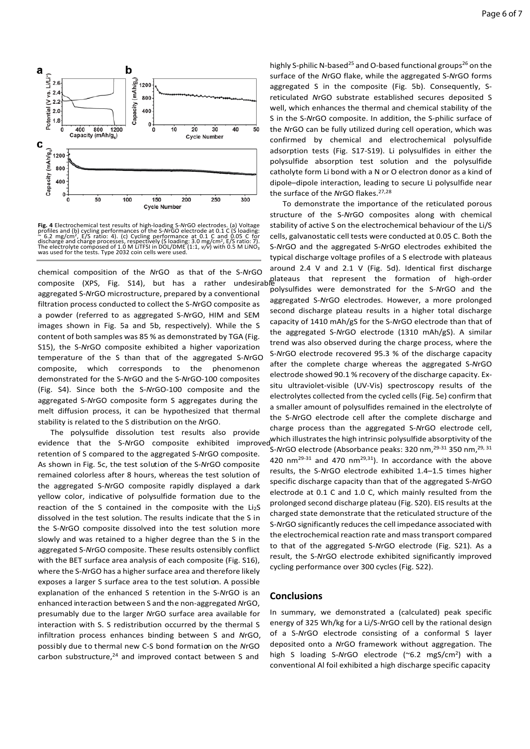**Fig. 4** Electrochemical test results of high-loading S-*N*rGO electrodes. (a) Voltage profiles and (b) cycling performances of the S-*N*rGO electrode at 0.1 C (S loading: ~ 6.2 mg/cm$^2$, E/S ratio: 4). (c) Cycling performance at 0.1 C and 0.05 C for discharge and charge processes, respectively (S loading: 3.0 mg/cm$^2$, E/S ratio: 7). The electrolyte composed of 1.0 M LiTFSI in DOL/DME (1:1, *v/v*) with 0.5 M $LiNO_3$ was used for the tests. Type 2032 coin cells were used.

chemical composition of the *N*rGO as that of the S-*N*rGO composite (XPS, Fig. S14), but has a rather undesirable aggregated S-*N*rGO microstructure, prepared by a conventional filtration process conducted to collect the S-*N*rGO composite as a powder (referred to as aggregated S-*N*rGO, HIM and SEM images shown in Fig. 5a and 5b, respectively). While the S content of both samples was 85 % as demonstrated by TGA (Fig. S15), the S-*N*rGO composite exhibited a higher vaporization temperature of the S than that of the aggregated S-*N*rGO composite, which corresponds to the phenomenon demonstrated for the S-*N*rGO and the S-*N*rGO-100 composites (Fig. S4). Since both the S-*N*rGO-100 composite and the aggregated S-*N*rGO composite form S aggregates during the melt diffusion process, it can be hypothesized that thermal stability is related to the S distribution on the *N*rGO.

The polysulfide dissolution test results also provide evidence that the S-*N*rGO composite exhibited improved retention of S compared to the aggregated S-*N*rGO composite. As shown in Fig. 5c, the test solution of the S-*N*rGO composite remained colorless after 8 hours, whereas the test solution of the aggregated S-*N*rGO composite rapidly displayed a dark yellow color, indicative of polysulfide formation due to the reaction of the S contained in the composite with the $Li_2S$ dissolved in the test solution. The results indicate that the S in the S-*N*rGO composite dissolved into the test solution more slowly and was retained to a higher degree than the S in the aggregated S-*N*rGO composite. These results ostensibly conflict with the BET surface area analysis of each composite (Fig. S16), where the S-*N*rGO has a higher surface area and therefore likely exposes a larger S surface area to the test solution. A possible explanation of the enhanced S retention in the S-*N*rGO is an enhanced interaction between S and the non-aggregated *N*rGO, presumably due to the larger *N*rGO surface area available for interaction with S. S redistribution occurred by the thermal S infiltration process enhances binding between S and *N*rGO, possibly due to thermal new C-S bond formation on the *N*rGO carbon substructure,[24] and improved contact between S and highly S-philic N-based[25] and O-based functional groups[26] on the surface of the *N*rGO flake, while the aggregated S-*N*rGO forms aggregated S in the composite (Fig. 5b). Consequently, S-reticulated *N*rGO substrate established secures deposited S well, which enhances the thermal and chemical stability of the S in the S-*N*rGO composite. In addition, the S-philic surface of the *N*rGO can be fully utilized during cell operation, which was confirmed by chemical and electrochemical polysulfide adsorption tests (Fig. S17-S19). Li polysulfides in either the polysulfide absorption test solution and the polysulfide catholyte form Li bond with a N or O electron donor as a kind of dipole–dipole interaction, leading to secure Li polysulfide near the surface of the *N*rGO flakes.[27,28]

To demonstrate the importance of the reticulated porous structure of the S-*N*rGO composites along with chemical stability of active S on the electrochemical behaviour of the Li/S cells, galvanostatic cell tests were conducted at 0.05 C. Both the S-*N*rGO and the aggregated S-*N*rGO electrodes exhibited the typical discharge voltage profiles of a S electrode with plateaus around 2.4 V and 2.1 V (Fig. 5d). Identical first discharge plateaus that represent the formation of high-order polysulfides were demonstrated for the S-*N*rGO and the aggregated S-*N*rGO electrodes. However, a more prolonged second discharge plateau results in a higher total discharge capacity of 1410 mAh/gS for the S-*N*rGO electrode than that of the aggregated S-*N*rGO electrode (1310 mAh/gS). A similar trend was also observed during the charge process, where the S-*N*rGO electrode recovered 95.3 % of the discharge capacity after the complete charge whereas the aggregated S-*N*rGO electrode showed 90.1 % recovery of the discharge capacity. Ex-situ ultraviolet-visible (UV-Vis) spectroscopy results of the electrolytes collected from the cycled cells (Fig. 5e) confirm that a smaller amount of polysulfides remained in the electrolyte of the S-*N*rGO electrode cell after the complete discharge and charge process than the aggregated S-*N*rGO electrode cell, which illustrates the high intrinsic polysulfide absorptivity of the S-*N*rGO electrode (Absorbance peaks: 320 nm,[29-31] 350 nm,[29, 31] 420 nm[29-31] and 470 nm[29,31]). In accordance with the above results, the S-*N*rGO electrode exhibited 1.4–1.5 times higher specific discharge capacity than that of the aggregated S-*N*rGO electrode at 0.1 C and 1.0 C, which mainly resulted from the prolonged second discharge plateau (Fig. S20). EIS results at the charged state demonstrate that the reticulated structure of the S-*N*rGO significantly reduces the cell impedance associated with the electrochemical reaction rate and mass transport compared to that of the aggregated S-*N*rGO electrode (Fig. S21). As a result, the S-*N*rGO electrode exhibited significantly improved cycling performance over 300 cycles (Fig. S22).

## Conclusions

In summary, we demonstrated a (calculated) peak specific energy of 325 Wh/kg for a Li/S-*N*rGO cell by the rational design of a S-*N*rGO electrode consisting of a conformal S layer deposited onto a *N*rGO framework without aggregation. The high S loading S-*N*rGO electrode (~6.2 mgS/cm$^2$) with a conventional Al foil exhibited a high discharge specific capacity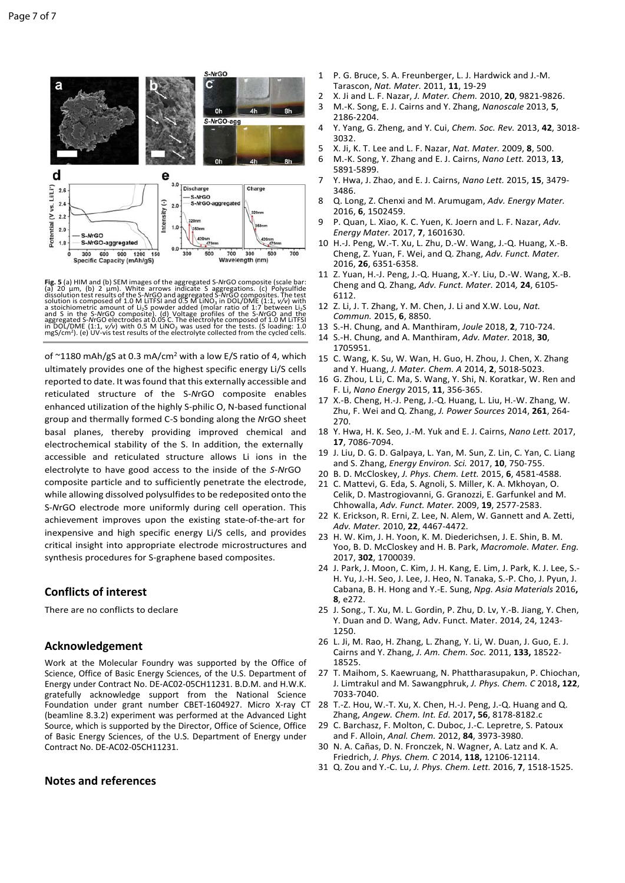a

b

S-NrGO

c

0h 4h 8h

S-NrGO-agg

0h 4h 8h

d

Potential (V vs. Li/Li⁺)

2.6

2.4

2.2

2.0

1.8

S-NrGO

S-NrGO-aggregated

0 300 600 900 1200 150

Specific Capacity (mAh/gS)

e

3.0

Discharge

S-NrGO

S-NrGO-aggregated

Charge

Intensity (-)

2.0

1.0

0.0

320nm

350nm

420nm

470nm

320nm

350nm

420nm

470nm

300 500 700 300 500 700

Wavelength (nm)

**Fig. 5** (a) HIM and (b) SEM images of the aggregated S-*N*rGO composite (scale bar: (a) 20 μm, (b) 2 μm). White arrows indicate S aggregations. (c) Polysulfide dissolution test results of the S-*N*rGO and aggregated S-*N*rGO composites. The test solution is composed of 1.0 M LiTFSI and 0.5 M $LiNO_3$ in DOL/DME (1:1, *v/v*) with a stoichiometric amount of $Li_2S$ powder added (molar ratio of 1:7 between $Li_2S$ and S in the S-*N*rGO composite). (d) Voltage profiles of the S-*N*rGO and the aggregated S-*N*rGO electrodes at 0.05 C. The electrolyte composed of 1.0 M LiTFSI in DOL/DME (1:1, *v/v*) with 0.5 M $LiNO_3$ was used for the tests. (S loading: 1.0 mgS/cm$^2$). (e) UV-vis test results of the electrolyte collected from the cycled cells.

of ~1180 mAh/gS at 0.3 mA/cm$^2$ with a low E/S ratio of 4, which ultimately provides one of the highest specific energy Li/S cells reported to date. It was found that this externally accessible and reticulated structure of the S-*N*rGO composite enables enhanced utilization of the highly S-philic O, N-based functional group and thermally formed C-S bonding along the *N*rGO sheet basal planes, thereby providing improved chemical and electrochemical stability of the S. In addition, the externally accessible and reticulated structure allows Li ions in the electrolyte to have good access to the inside of the *S-N*rGO composite particle and to sufficiently penetrate the electrode, while allowing dissolved polysulfides to be redeposited onto the S-*N*rGO electrode more uniformly during cell operation. This achievement improves upon the existing state-of-the-art for inexpensive and high specific energy Li/S cells, and provides critical insight into appropriate electrode microstructures and synthesis procedures for S-graphene based composites.

## Conflicts of interest

There are no conflicts to declare

## Acknowledgement

Work at the Molecular Foundry was supported by the Office of Science, Office of Basic Energy Sciences, of the U.S. Department of Energy under Contract No. DE-AC02-05CH11231. B.D.M. and H.W.K. gratefully acknowledge support from the National Science Foundation under grant number CBET-1604927. Micro X-ray CT (beamline 8.3.2) experiment was performed at the Advanced Light Source, which is supported by the Director, Office of Science, Office of Basic Energy Sciences, of the U.S. Department of Energy under Contract No. DE-AC02-05CH11231.

## Notes and references

1. P. G. Bruce, S. A. Freunberger, L. J. Hardwick and J.-M. Tarascon, *Nat. Mater.* 2011, **11**, 19-29
2. X. Ji and L. F. Nazar, *J. Mater. Chem.* 2010, **20**, 9821-9826.
3. M.-K. Song, E. J. Cairns and Y. Zhang, *Nanoscale* 2013, **5**, 2186-2204.
4. Y. Yang, G. Zheng, and Y. Cui, *Chem. Soc. Rev.* 2013, **42**, 3018-3032.
5. X. Ji, K. T. Lee and L. F. Nazar, *Nat. Mater.* 2009, **8**, 500.
6. M.-K. Song, Y. Zhang and E. J. Cairns, *Nano Lett.* 2013, **13**, 5891-5899.
7. Y. Hwa, J. Zhao, and E. J. Cairns, *Nano Lett.* 2015, **15**, 3479-3486.
8. Q. Long, Z. Chenxi and M. Arumugam, *Adv. Energy Mater.* 2016, **6**, 1502459.
9. P. Quan, L. Xiao, K. C. Yuen, K. Joern and L. F. Nazar, *Adv. Energy Mater.* 2017, **7**, 1601630.
10. H.-J. Peng, W.-T. Xu, L. Zhu, D.-W. Wang, J.-Q. Huang, X.-B. Cheng, Z. Yuan, F. Wei, and Q. Zhang, *Adv. Funct. Mater.* 2016, **26**, 6351-6358.
11. Z. Yuan, H.-J. Peng, J.-Q. Huang, X.-Y. Liu, D.-W. Wang, X.-B. Cheng and Q. Zhang, *Adv. Funct. Mater.* 2014, **24**, 6105-6112.
12. Z. Li, J. T. Zhang, Y. M. Chen, J. Li and X.W. Lou, *Nat. Commun.* 2015, **6**, 8850.
13. S.-H. Chung, and A. Manthiram, *Joule* 2018, **2**, 710-724.
14. S.-H. Chung, and A. Manthiram, *Adv. Mater.* 2018, **30**, 1705951.
15. C. Wang, K. Su, W. Wan, H. Guo, H. Zhou, J. Chen, X. Zhang and Y. Huang, *J. Mater. Chem. A* 2014, **2**, 5018-5023.
16. G. Zhou, L Li, C. Ma, S. Wang, Y. Shi, N. Koratkar, W. Ren and F. Li, *Nano Energy* 2015, **11**, 356-365.
17. X.-B. Cheng, H.-J. Peng, J.-Q. Huang, L. Liu, H.-W. Zhang, W. Zhu, F. Wei and Q. Zhang, *J. Power Sources* 2014, **261**, 264-270.
18. Y. Hwa, H. K. Seo, J.-M. Yuk and E. J. Cairns, *Nano Lett.* 2017, **17**, 7086-7094.
19. J. Liu, D. G. D. Galpaya, L. Yan, M. Sun, Z. Lin, C. Yan, C. Liang and S. Zhang, *Energy Environ. Sci.* 2017, **10**, 750-755.
20. B. D. McCloskey, *J. Phys. Chem. Lett.* 2015, **6**, 4581-4588.
21. C. Mattevi, G. Eda, S. Agnoli, S. Miller, K. A. Mkhoyan, O. Celik, D. Mastrogiovanni, G. Granozzi, E. Garfunkel and M. Chhowalla, *Adv. Funct. Mater.* 2009, **19**, 2577-2583.
22. K. Erickson, R. Erni, Z. Lee, N. Alem, W. Gannett and A. Zetti, *Adv. Mater.* 2010, **22**, 4467-4472.
23. H. W. Kim, J. H. Yoon, K. M. Diederichsen, J. E. Shin, B. M. Yoo, B. D. McCloskey and H. B. Park, *Macromole. Mater. Eng.* 2017, **302**, 1700039.
24. J. Park, J. Moon, C. Kim, J. H. Kang, E. Lim, J. Park, K. J. Lee, S.-H. Yu, J.-H. Seo, J. Lee, J. Heo, N. Tanaka, S.-P. Cho, J. Pyun, J. Cabana, B. H. Hong and Y.-E. Sung, *Npg. Asia Materials* 2016**, 8**, e272.
25. J. Song., T. Xu, M. L. Gordin, P. Zhu, D. Lv, Y.-B. Jiang, Y. Chen, Y. Duan and D. Wang, Adv. Funct. Mater. 2014, 24, 1243-1250.
26. L. Ji, M. Rao, H. Zhang, L. Zhang, Y. Li, W. Duan, J. Guo, E. J. Cairns and Y. Zhang, *J. Am. Chem. Soc.* 2011, **133,** 18522-18525.
27. T. Maihom, S. Kaewruang, N. Phattharasupakun, P. Chiochan, J. Limtrakul and M. Sawangphruk, *J. Phys. Chem. C* 2018**, 122**, 7033-7040.
28. T.-Z. Hou, W.-T. Xu, X. Chen, H.-J. Peng, J.-Q. Huang and Q. Zhang, *Angew. Chem. Int. Ed.* 2017**, 56**, 8178-8182.c
29. C. Barchasz, F. Molton, C. Duboc, J.-C. Lepretre, S. Patoux and F. Alloin, *Anal. Chem.* 2012, **84**, 3973-3980.
30. N. A. Cañas, D. N. Fronczek, N. Wagner, A. Latz and K. A. Friedrich, *J. Phys. Chem. C* 2014, **118,** 12106-12114.
31. Q. Zou and Y.-C. Lu, *J. Phys. Chem. Lett.* 2016, **7**, 1518-1525.